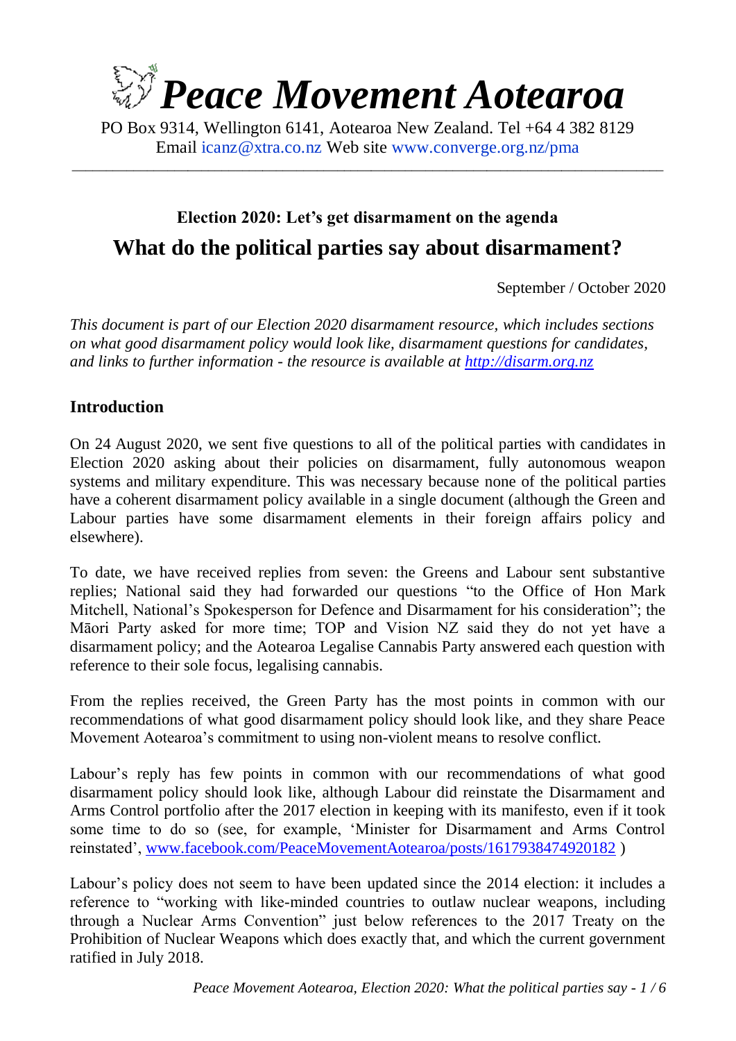# Peace Movement Aotearoa

PO Box 9314, Wellington 6141, Aotearoa New Zealand. Tel +64 4 382 8129
Email icanz@xtra.co.nz Web site www.converge.org.nz/pma

---

### Election 2020: Let's get disarmament on the agenda

## What do the political parties say about disarmament?

September / October 2020

*This document is part of our Election 2020 disarmament resource, which includes sections on what good disarmament policy would look like, disarmament questions for candidates, and links to further information - the resource is available at [http://disarm.org.nz](http://disarm.org.nz)*

### Introduction

On 24 August 2020, we sent five questions to all of the political parties with candidates in Election 2020 asking about their policies on disarmament, fully autonomous weapon systems and military expenditure. This was necessary because none of the political parties have a coherent disarmament policy available in a single document (although the Green and Labour parties have some disarmament elements in their foreign affairs policy and elsewhere).

To date, we have received replies from seven: the Greens and Labour sent substantive replies; National said they had forwarded our questions "to the Office of Hon Mark Mitchell, National's Spokesperson for Defence and Disarmament for his consideration"; the Māori Party asked for more time; TOP and Vision NZ said they do not yet have a disarmament policy; and the Aotearoa Legalise Cannabis Party answered each question with reference to their sole focus, legalising cannabis.

From the replies received, the Green Party has the most points in common with our recommendations of what good disarmament policy should look like, and they share Peace Movement Aotearoa's commitment to using non-violent means to resolve conflict.

Labour's reply has few points in common with our recommendations of what good disarmament policy should look like, although Labour did reinstate the Disarmament and Arms Control portfolio after the 2017 election in keeping with its manifesto, even if it took some time to do so (see, for example, 'Minister for Disarmament and Arms Control reinstated', [www.facebook.com/PeaceMovementAotearoa/posts/1617938474920182](www.facebook.com/PeaceMovementAotearoa/posts/1617938474920182) )

Labour's policy does not seem to have been updated since the 2014 election: it includes a reference to "working with like-minded countries to outlaw nuclear weapons, including through a Nuclear Arms Convention" just below references to the 2017 Treaty on the Prohibition of Nuclear Weapons which does exactly that, and which the current government ratified in July 2018.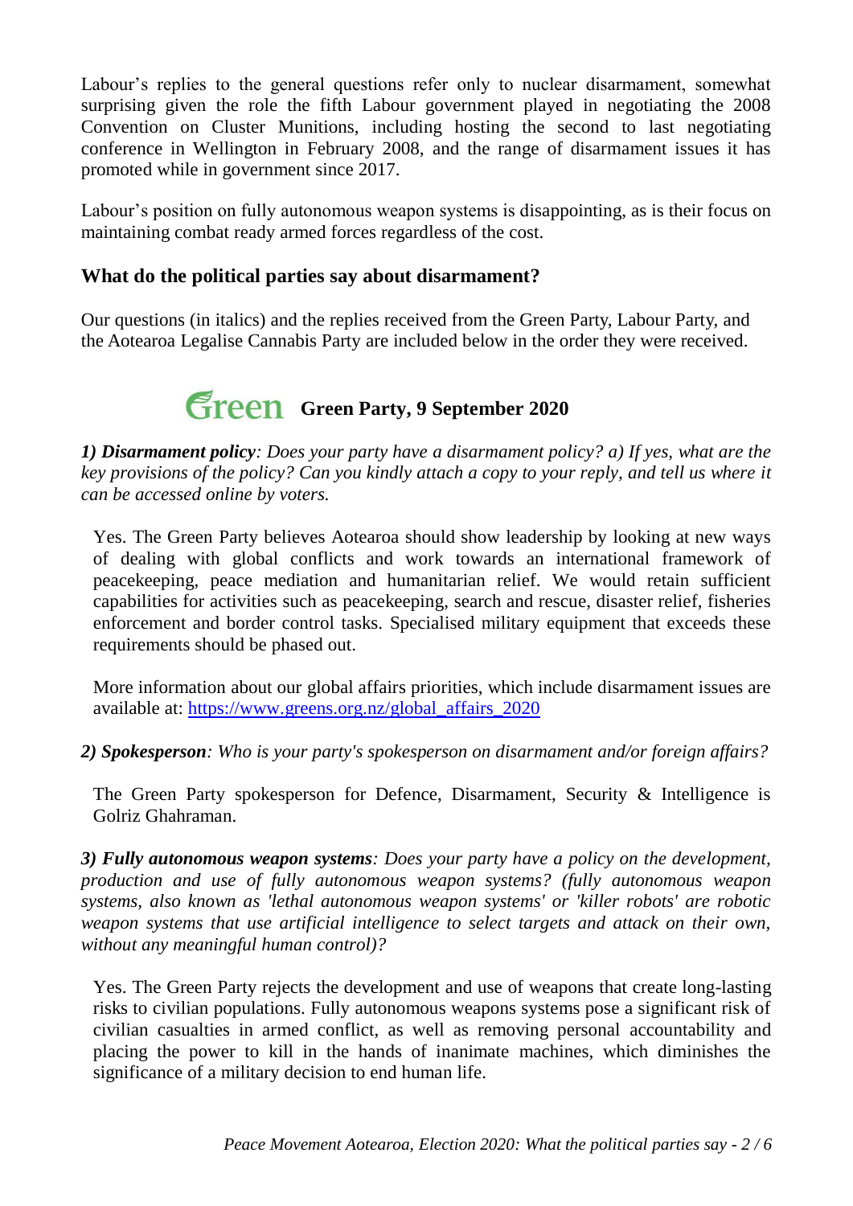Labour's replies to the general questions refer only to nuclear disarmament, somewhat surprising given the role the fifth Labour government played in negotiating the 2008 Convention on Cluster Munitions, including hosting the second to last negotiating conference in Wellington in February 2008, and the range of disarmament issues it has promoted while in government since 2017.

Labour's position on fully autonomous weapon systems is disappointing, as is their focus on maintaining combat ready armed forces regardless of the cost.

## What do the political parties say about disarmament?

Our questions (in italics) and the replies received from the Green Party, Labour Party, and the Aotearoa Legalise Cannabis Party are included below in the order they were received.

### Green Party, 9 September 2020

***1) Disarmament policy****: Does your party have a disarmament policy? a) If yes, what are the key provisions of the policy? Can you kindly attach a copy to your reply, and tell us where it can be accessed online by voters.*

Yes. The Green Party believes Aotearoa should show leadership by looking at new ways of dealing with global conflicts and work towards an international framework of peacekeeping, peace mediation and humanitarian relief. We would retain sufficient capabilities for activities such as peacekeeping, search and rescue, disaster relief, fisheries enforcement and border control tasks. Specialised military equipment that exceeds these requirements should be phased out.

More information about our global affairs priorities, which include disarmament issues are available at: [https://www.greens.org.nz/global_affairs_2020](https://www.greens.org.nz/global_affairs_2020)

***2) Spokesperson****: Who is your party's spokesperson on disarmament and/or foreign affairs?*

The Green Party spokesperson for Defence, Disarmament, Security & Intelligence is Golriz Ghahraman.

***3) Fully autonomous weapon systems****: Does your party have a policy on the development, production and use of fully autonomous weapon systems? (fully autonomous weapon systems, also known as 'lethal autonomous weapon systems' or 'killer robots' are robotic weapon systems that use artificial intelligence to select targets and attack on their own, without any meaningful human control)?*

Yes. The Green Party rejects the development and use of weapons that create long-lasting risks to civilian populations. Fully autonomous weapons systems pose a significant risk of civilian casualties in armed conflict, as well as removing personal accountability and placing the power to kill in the hands of inanimate machines, which diminishes the significance of a military decision to end human life.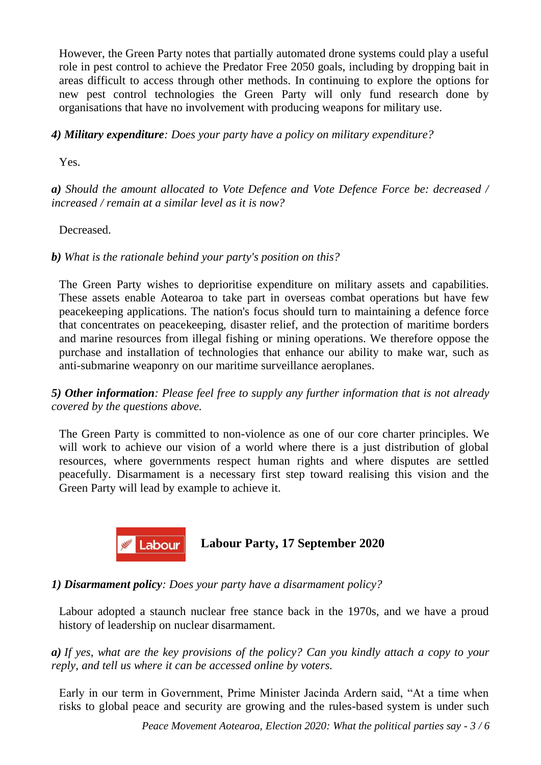However, the Green Party notes that partially automated drone systems could play a useful role in pest control to achieve the Predator Free 2050 goals, including by dropping bait in areas difficult to access through other methods. In continuing to explore the options for new pest control technologies the Green Party will only fund research done by organisations that have no involvement with producing weapons for military use.

***4) Military expenditure****: Does your party have a policy on military expenditure?*

Yes.

***a)*** *Should the amount allocated to Vote Defence and Vote Defence Force be: decreased / increased / remain at a similar level as it is now?*

Decreased.

***b)*** *What is the rationale behind your party's position on this?*

The Green Party wishes to deprioritise expenditure on military assets and capabilities. These assets enable Aotearoa to take part in overseas combat operations but have few peacekeeping applications. The nation's focus should turn to maintaining a defence force that concentrates on peacekeeping, disaster relief, and the protection of maritime borders and marine resources from illegal fishing or mining operations. We therefore oppose the purchase and installation of technologies that enhance our ability to make war, such as anti-submarine weaponry on our maritime surveillance aeroplanes.

***5) Other information****: Please feel free to supply any further information that is not already covered by the questions above.*

The Green Party is committed to non-violence as one of our core charter principles. We will work to achieve our vision of a world where there is a just distribution of global resources, where governments respect human rights and where disputes are settled peacefully. Disarmament is a necessary first step toward realising this vision and the Green Party will lead by example to achieve it.

## Labour Party, 17 September 2020

***1) Disarmament policy****: Does your party have a disarmament policy?*

Labour adopted a staunch nuclear free stance back in the 1970s, and we have a proud history of leadership on nuclear disarmament.

***a)*** *If yes, what are the key provisions of the policy? Can you kindly attach a copy to your reply, and tell us where it can be accessed online by voters.*

Early in our term in Government, Prime Minister Jacinda Ardern said, "At a time when risks to global peace and security are growing and the rules-based system is under such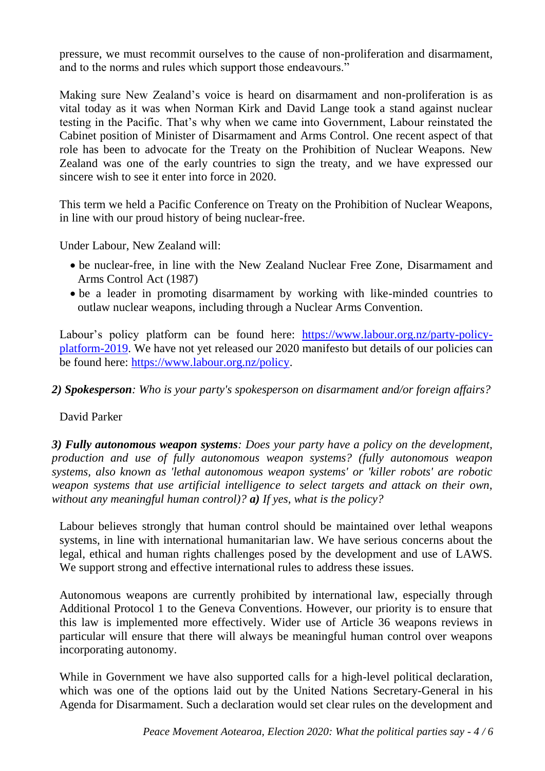pressure, we must recommit ourselves to the cause of non-proliferation and disarmament, and to the norms and rules which support those endeavours."

Making sure New Zealand's voice is heard on disarmament and non-proliferation is as vital today as it was when Norman Kirk and David Lange took a stand against nuclear testing in the Pacific. That's why when we came into Government, Labour reinstated the Cabinet position of Minister of Disarmament and Arms Control. One recent aspect of that role has been to advocate for the Treaty on the Prohibition of Nuclear Weapons. New Zealand was one of the early countries to sign the treaty, and we have expressed our sincere wish to see it enter into force in 2020.

This term we held a Pacific Conference on Treaty on the Prohibition of Nuclear Weapons, in line with our proud history of being nuclear-free.

Under Labour, New Zealand will:

- be nuclear-free, in line with the New Zealand Nuclear Free Zone, Disarmament and Arms Control Act (1987)
- be a leader in promoting disarmament by working with like-minded countries to outlaw nuclear weapons, including through a Nuclear Arms Convention.

Labour's policy platform can be found here: [https://www.labour.org.nz/party-policy-platform-2019](https://www.labour.org.nz/party-policy-platform-2019). We have not yet released our 2020 manifesto but details of our policies can be found here: [https://www.labour.org.nz/policy](https://www.labour.org.nz/policy).

***2) Spokesperson****: Who is your party's spokesperson on disarmament and/or foreign affairs?*

David Parker

***3) Fully autonomous weapon systems****: Does your party have a policy on the development, production and use of fully autonomous weapon systems? (fully autonomous weapon systems, also known as 'lethal autonomous weapon systems' or 'killer robots' are robotic weapon systems that use artificial intelligence to select targets and attack on their own, without any meaningful human control)?* ***a)*** *If yes, what is the policy?*

Labour believes strongly that human control should be maintained over lethal weapons systems, in line with international humanitarian law. We have serious concerns about the legal, ethical and human rights challenges posed by the development and use of LAWS. We support strong and effective international rules to address these issues.

Autonomous weapons are currently prohibited by international law, especially through Additional Protocol 1 to the Geneva Conventions. However, our priority is to ensure that this law is implemented more effectively. Wider use of Article 36 weapons reviews in particular will ensure that there will always be meaningful human control over weapons incorporating autonomy.

While in Government we have also supported calls for a high-level political declaration, which was one of the options laid out by the United Nations Secretary-General in his Agenda for Disarmament. Such a declaration would set clear rules on the development and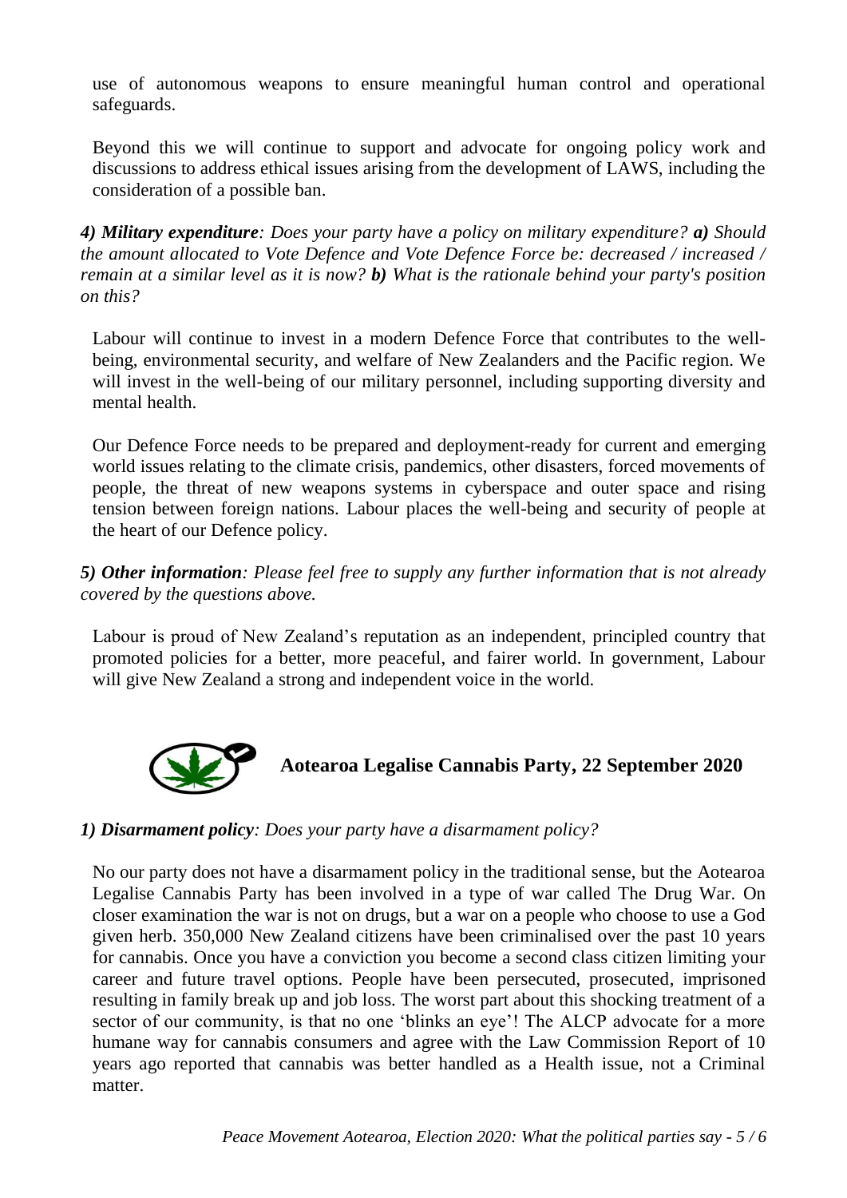use of autonomous weapons to ensure meaningful human control and operational safeguards.

Beyond this we will continue to support and advocate for ongoing policy work and discussions to address ethical issues arising from the development of LAWS, including the consideration of a possible ban.

***4) Military expenditure**: Does your party have a policy on military expenditure? **a)** Should the amount allocated to Vote Defence and Vote Defence Force be: decreased / increased / remain at a similar level as it is now? **b)** What is the rationale behind your party's position on this?*

Labour will continue to invest in a modern Defence Force that contributes to the well-being, environmental security, and welfare of New Zealanders and the Pacific region. We will invest in the well-being of our military personnel, including supporting diversity and mental health.

Our Defence Force needs to be prepared and deployment-ready for current and emerging world issues relating to the climate crisis, pandemics, other disasters, forced movements of people, the threat of new weapons systems in cyberspace and outer space and rising tension between foreign nations. Labour places the well-being and security of people at the heart of our Defence policy.

***5) Other information**: Please feel free to supply any further information that is not already covered by the questions above.*

Labour is proud of New Zealand's reputation as an independent, principled country that promoted policies for a better, more peaceful, and fairer world. In government, Labour will give New Zealand a strong and independent voice in the world.

## Aotearoa Legalise Cannabis Party, 22 September 2020

***1) Disarmament policy**: Does your party have a disarmament policy?*

No our party does not have a disarmament policy in the traditional sense, but the Aotearoa Legalise Cannabis Party has been involved in a type of war called The Drug War. On closer examination the war is not on drugs, but a war on a people who choose to use a God given herb. 350,000 New Zealand citizens have been criminalised over the past 10 years for cannabis. Once you have a conviction you become a second class citizen limiting your career and future travel options. People have been persecuted, prosecuted, imprisoned resulting in family break up and job loss. The worst part about this shocking treatment of a sector of our community, is that no one 'blinks an eye'! The ALCP advocate for a more humane way for cannabis consumers and agree with the Law Commission Report of 10 years ago reported that cannabis was better handled as a Health issue, not a Criminal matter.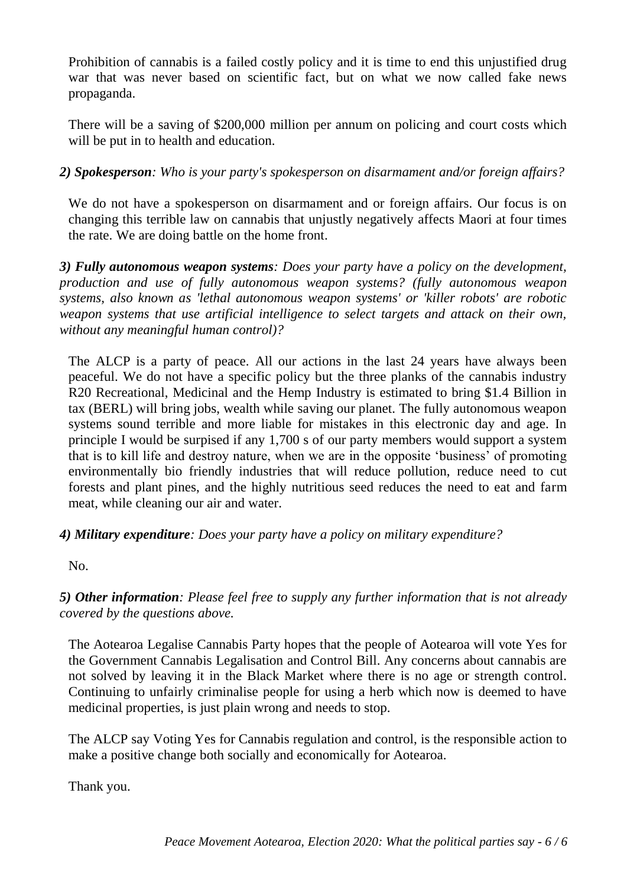Prohibition of cannabis is a failed costly policy and it is time to end this unjustified drug war that was never based on scientific fact, but on what we now called fake news propaganda.

There will be a saving of $200,000 million per annum on policing and court costs which will be put in to health and education.

***2) Spokesperson**: Who is your party's spokesperson on disarmament and/or foreign affairs?*

We do not have a spokesperson on disarmament and or foreign affairs. Our focus is on changing this terrible law on cannabis that unjustly negatively affects Maori at four times the rate. We are doing battle on the home front.

***3) Fully autonomous weapon systems**: Does your party have a policy on the development, production and use of fully autonomous weapon systems? (fully autonomous weapon systems, also known as 'lethal autonomous weapon systems' or 'killer robots' are robotic weapon systems that use artificial intelligence to select targets and attack on their own, without any meaningful human control)?*

The ALCP is a party of peace. All our actions in the last 24 years have always been peaceful. We do not have a specific policy but the three planks of the cannabis industry R20 Recreational, Medicinal and the Hemp Industry is estimated to bring $1.4 Billion in tax (BERL) will bring jobs, wealth while saving our planet. The fully autonomous weapon systems sound terrible and more liable for mistakes in this electronic day and age. In principle I would be surpised if any 1,700 s of our party members would support a system that is to kill life and destroy nature, when we are in the opposite 'business' of promoting environmentally bio friendly industries that will reduce pollution, reduce need to cut forests and plant pines, and the highly nutritious seed reduces the need to eat and farm meat, while cleaning our air and water.

***4) Military expenditure**: Does your party have a policy on military expenditure?*

No.

***5) Other information**: Please feel free to supply any further information that is not already covered by the questions above.*

The Aotearoa Legalise Cannabis Party hopes that the people of Aotearoa will vote Yes for the Government Cannabis Legalisation and Control Bill. Any concerns about cannabis are not solved by leaving it in the Black Market where there is no age or strength control. Continuing to unfairly criminalise people for using a herb which now is deemed to have medicinal properties, is just plain wrong and needs to stop.

The ALCP say Voting Yes for Cannabis regulation and control, is the responsible action to make a positive change both socially and economically for Aotearoa.

Thank you.